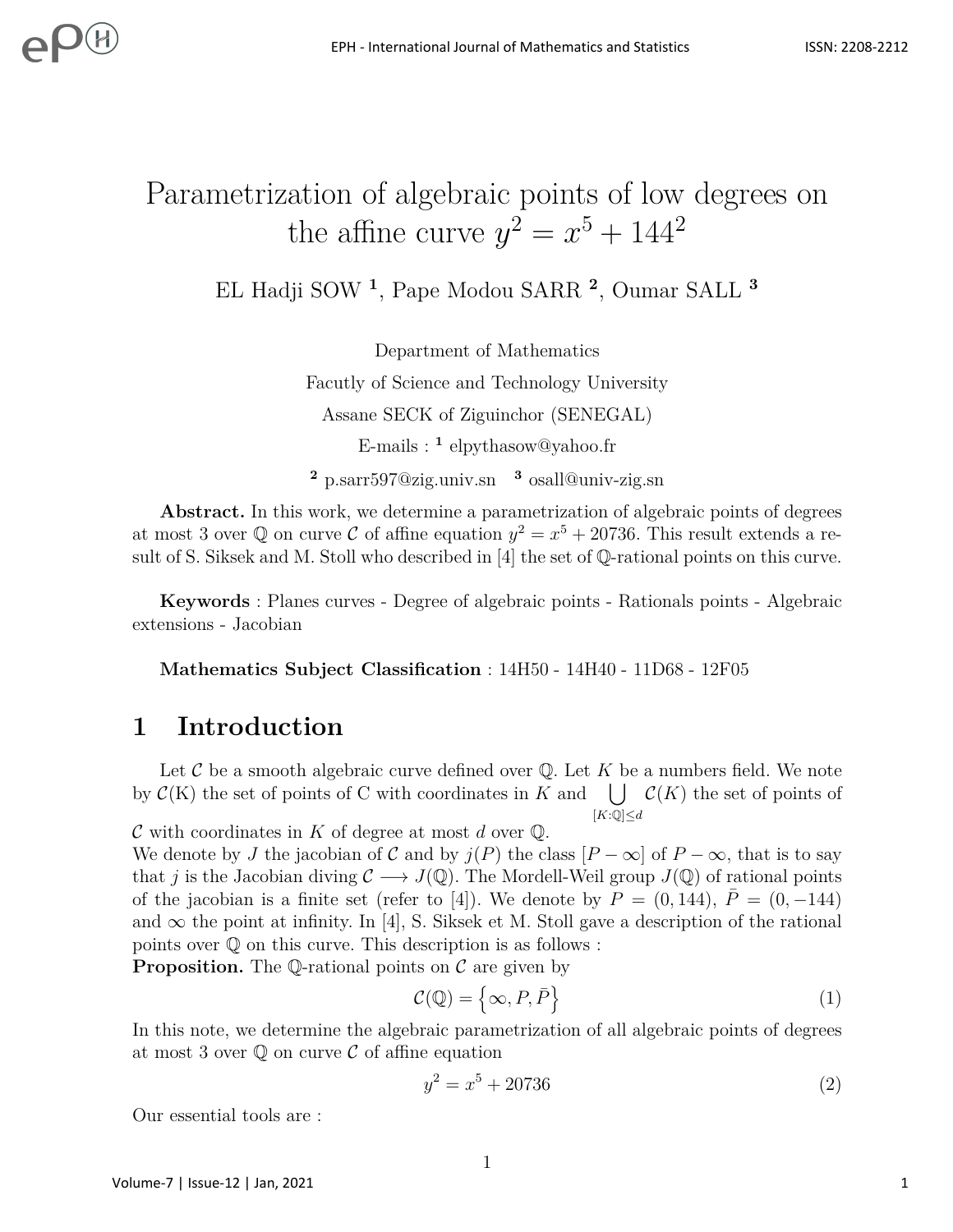# Parametrization of algebraic points of low degrees on the affine curve $y^2 = x^5 + 144^2$

EL Hadji SOW [1], Pape Modou SARR [2], Oumar SALL [3]

Department of Mathematics

Facutly of Science and Technology University

Assane SECK of Ziguinchor (SENEGAL)

E-mails : [1] elpythasow@yahoo.fr

[2] p.sarr597@zig.univ.sn [3] osall@univ-zig.sn

**Abstract.** In this work, we determine a parametrization of algebraic points of degrees at most 3 over $\mathbb{Q}$ on curve $\mathcal{C}$ of affine equation $y^2 = x^5 + 20736$. This result extends a result of S. Siksek and M. Stoll who described in [4] the set of $\mathbb{Q}$-rational points on this curve.

**Keywords** : Planes curves - Degree of algebraic points - Rationals points - Algebraic extensions - Jacobian

**Mathematics Subject Classification** : 14H50 - 14H40 - 11D68 - 12F05

## 1 Introduction

Let $\mathcal{C}$ be a smooth algebraic curve defined over $\mathbb{Q}$. Let $K$ be a numbers field. We note by $\mathcal{C}$(K) the set of points of C with coordinates in $K$ and $\bigcup_{[K:\mathbb{Q}]\leq d} \mathcal{C}(K)$ the set of points of $\mathcal{C}$ with coordinates in $K$ of degree at most $d$ over $\mathbb{Q}$.

We denote by $J$ the jacobian of $\mathcal{C}$ and by $j(P)$ the class $[P - \infty]$ of $P - \infty$, that is to say that $j$ is the Jacobian diving $\mathcal{C} \longrightarrow J(\mathbb{Q})$. The Mordell-Weil group $J(\mathbb{Q})$ of rational points of the jacobian is a finite set (refer to [4]). We denote by $P = (0, 144)$, $\bar{P} = (0, -144)$ and $\infty$ the point at infinity. In [4], S. Siksek et M. Stoll gave a description of the rational points over $\mathbb{Q}$ on this curve. This description is as follows :

**Proposition.** The $\mathbb{Q}$-rational points on $\mathcal{C}$ are given by

$$\mathcal{C}(\mathbb{Q}) = \left\{\infty, P, \bar{P}\right\} \tag{1}$$

In this note, we determine the algebraic parametrization of all algebraic points of degrees at most 3 over $\mathbb{Q}$ on curve $\mathcal{C}$ of affine equation

$$y^2 = x^5 + 20736 \tag{2}$$

Our essential tools are :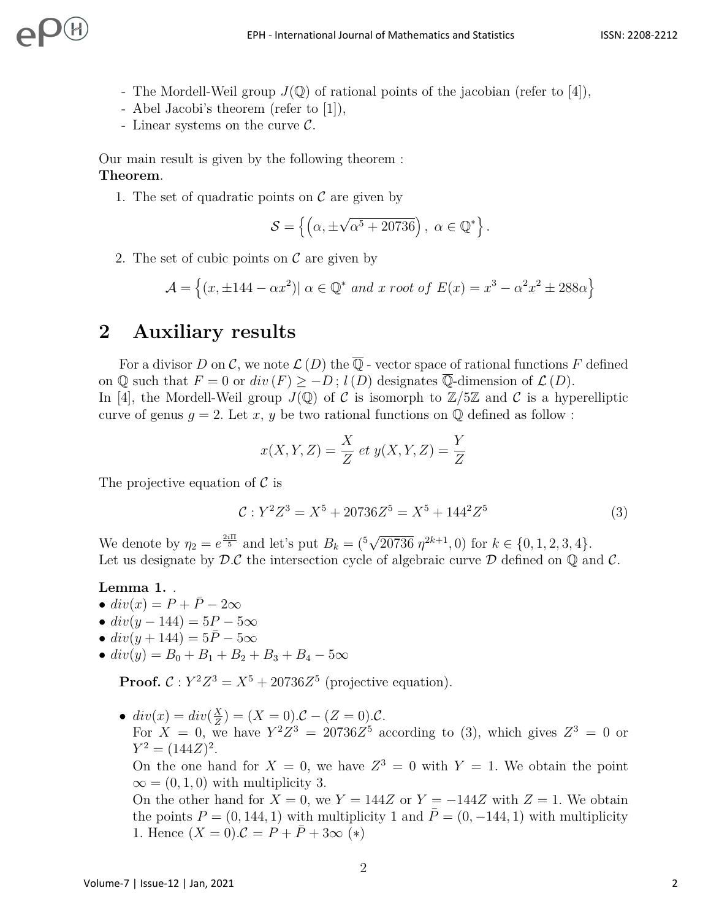- The Mordell-Weil group $J(\mathbb{Q})$ of rational points of the jacobian (refer to [4]),
- Abel Jacobi's theorem (refer to [1]),
- Linear systems on the curve $\mathcal{C}$.

Our main result is given by the following theorem :
**Theorem**.

1. The set of quadratic points on $\mathcal{C}$ are given by

$$\mathcal{S} = \left\{ \left(\alpha, \pm\sqrt{\alpha^5 + 20736}\right),\ \alpha \in \mathbb{Q}^* \right\}.$$

2. The set of cubic points on $\mathcal{C}$ are given by

$$\mathcal{A} = \left\{ (x, \pm 144 - \alpha x^2) |\ \alpha \in \mathbb{Q}^* \text{ and } x \text{ root of } E(x) = x^3 - \alpha^2 x^2 \pm 288\alpha \right\}$$

## 2 Auxiliary results

For a divisor $D$ on $\mathcal{C}$, we note $\mathcal{L}(D)$ the $\overline{\mathbb{Q}}$ - vector space of rational functions $F$ defined on $\mathbb{Q}$ such that $F = 0$ or $div(F) \geq -D$ ; $l(D)$ designates $\overline{\mathbb{Q}}$-dimension of $\mathcal{L}(D)$.
In [4], the Mordell-Weil group $J(\mathbb{Q})$ of $\mathcal{C}$ is isomorph to $\mathbb{Z}/5\mathbb{Z}$ and $\mathcal{C}$ is a hyperelliptic curve of genus $g = 2$. Let $x$, $y$ be two rational functions on $\mathbb{Q}$ defined as follow :

$$x(X, Y, Z) = \frac{X}{Z} \text{ et } y(X, Y, Z) = \frac{Y}{Z}$$

The projective equation of $\mathcal{C}$ is

$$\mathcal{C} : Y^2Z^3 = X^5 + 20736Z^5 = X^5 + 144^2 Z^5 \tag{3}$$

We denote by $\eta_2 = e^{\frac{2i\Pi}{5}}$ and let's put $B_k = (\sqrt[5]{20736}\ \eta^{2k+1}, 0)$ for $k \in \{0, 1, 2, 3, 4\}$.
Let us designate by $\mathcal{D}.\mathcal{C}$ the intersection cycle of algebraic curve $\mathcal{D}$ defined on $\mathbb{Q}$ and $\mathcal{C}$.

**Lemma 1.** .

- $div(x) = P + \bar{P} - 2\infty$
- $div(y - 144) = 5P - 5\infty$
- $div(y + 144) = 5\bar{P} - 5\infty$
- $div(y) = B_0 + B_1 + B_2 + B_3 + B_4 - 5\infty$

**Proof.** $\mathcal{C} : Y^2Z^3 = X^5 + 20736Z^5$ (projective equation).

- $div(x) = div(\frac{X}{Z}) = (X = 0).\mathcal{C} - (Z = 0).\mathcal{C}$.
  For $X = 0$, we have $Y^2Z^3 = 20736Z^5$ according to (3), which gives $Z^3 = 0$ or $Y^2 = (144Z)^2$.
  On the one hand for $X = 0$, we have $Z^3 = 0$ with $Y = 1$. We obtain the point $\infty = (0, 1, 0)$ with multiplicity 3.
  On the other hand for $X = 0$, we $Y = 144Z$ or $Y = -144Z$ with $Z = 1$. We obtain the points $P = (0, 144, 1)$ with multiplicity 1 and $\bar{P} = (0, -144, 1)$ with multiplicity 1. Hence $(X = 0).\mathcal{C} = P + \bar{P} + 3\infty$ $(*)$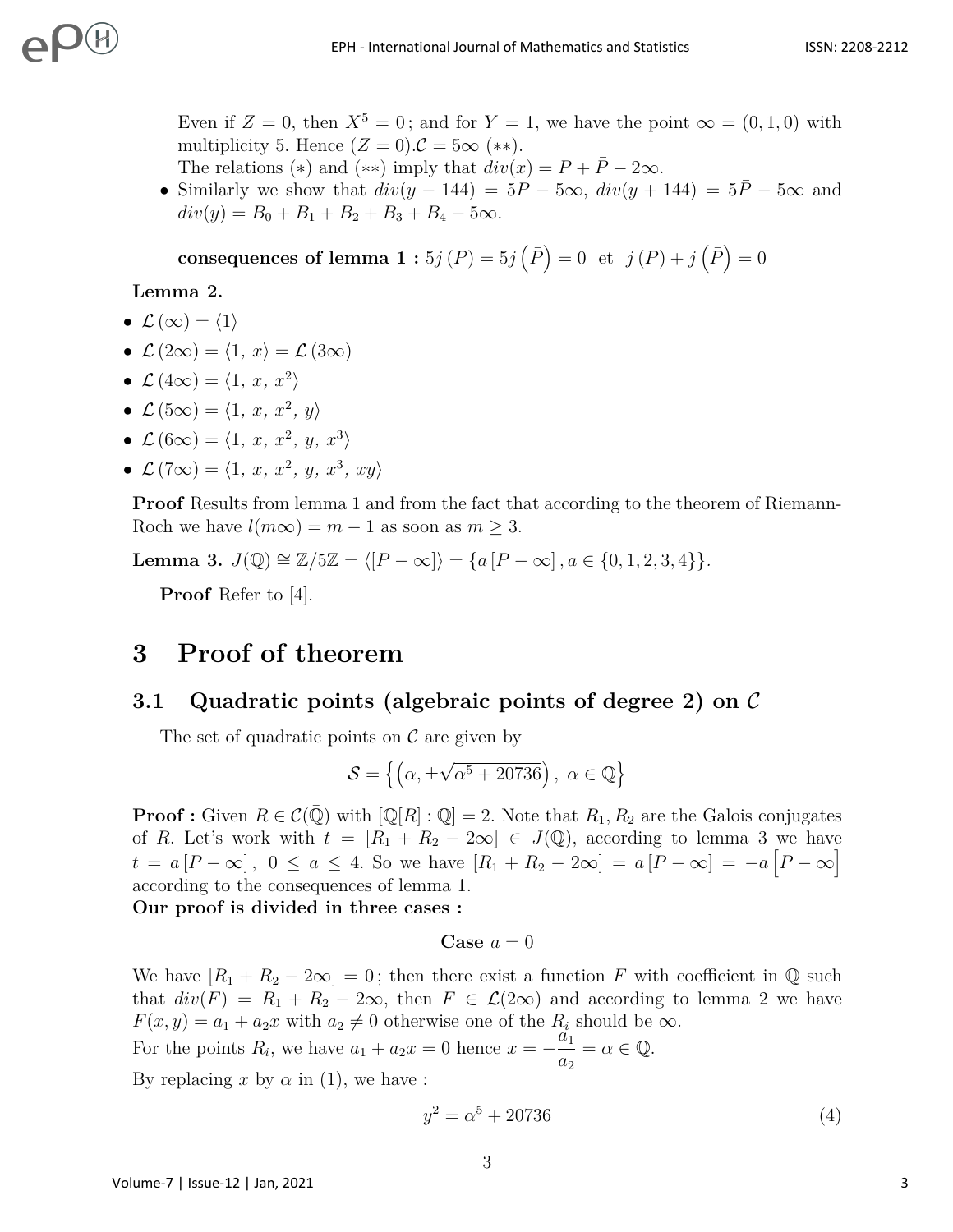Even if $Z = 0$, then $X^5 = 0$ ; and for $Y = 1$, we have the point $\infty = (0, 1, 0)$ with multiplicity 5. Hence $(Z = 0).\mathcal{C} = 5\infty$ $(**)$.

The relations $(*)$ and $(**)$ imply that $div(x) = P + \bar{P} - 2\infty$.

- Similarly we show that $div(y - 144) = 5P - 5\infty$, $div(y + 144) = 5\bar{P} - 5\infty$ and $div(y) = B_0 + B_1 + B_2 + B_3 + B_4 - 5\infty$.

**consequences of lemma 1 :** $5j\left(P\right) = 5j\left(\bar{P}\right) = 0$ et $j\left(P\right) + j\left(\bar{P}\right) = 0$

**Lemma 2.**

- $\mathcal{L}\left(\infty\right) = \langle 1\rangle$
- $\mathcal{L}\left(2\infty\right) = \langle 1,\ x\rangle = \mathcal{L}\left(3\infty\right)$
- $\mathcal{L}\left(4\infty\right) = \langle 1,\ x,\ x^2\rangle$
- $\mathcal{L}\left(5\infty\right) = \langle 1,\ x,\ x^2,\ y\rangle$
- $\mathcal{L}\left(6\infty\right) = \langle 1,\ x,\ x^2,\ y,\ x^3\rangle$
- $\mathcal{L}\left(7\infty\right) = \langle 1,\ x,\ x^2,\ y,\ x^3,\ xy\rangle$

**Proof** Results from lemma 1 and from the fact that according to the theorem of Riemann-Roch we have $l(m\infty) = m - 1$ as soon as $m \geq 3$.

**Lemma 3.** $J(\mathbb{Q}) \cong \mathbb{Z}/5\mathbb{Z} = \langle [P - \infty]\rangle = \{a\left[P - \infty\right], a \in \{0, 1, 2, 3, 4\}\}$.

**Proof** Refer to [4].

# 3 Proof of theorem

## 3.1 Quadratic points (algebraic points of degree 2) on $\mathcal{C}$

The set of quadratic points on $\mathcal{C}$ are given by

$$\mathcal{S} = \left\{\left(\alpha, \pm\sqrt{\alpha^5 + 20736}\right),\ \alpha \in \mathbb{Q}\right\}$$

**Proof :** Given $R \in \mathcal{C}(\bar{\mathbb{Q}})$ with $[\mathbb{Q}[R] : \mathbb{Q}] = 2$. Note that $R_1, R_2$ are the Galois conjugates of $R$. Let's work with $t = [R_1 + R_2 - 2\infty] \in J(\mathbb{Q})$, according to lemma 3 we have $t = a\left[P - \infty\right],\ 0 \leq a \leq 4$. So we have $[R_1 + R_2 - 2\infty] = a\left[P - \infty\right] = -a\left[\bar{P} - \infty\right]$ according to the consequences of lemma 1.

**Our proof is divided in three cases :**

**Case** $a = 0$

We have $[R_1 + R_2 - 2\infty] = 0$ ; then there exist a function $F$ with coefficient in $\mathbb{Q}$ such that $div(F) = R_1 + R_2 - 2\infty$, then $F \in \mathcal{L}(2\infty)$ and according to lemma 2 we have $F(x, y) = a_1 + a_2x$ with $a_2 \neq 0$ otherwise one of the $R_i$ should be $\infty$.

For the points $R_i$, we have $a_1 + a_2x = 0$ hence $x = -\dfrac{a_1}{a_2} = \alpha \in \mathbb{Q}$.

By replacing $x$ by $\alpha$ in (1), we have :

$$y^2 = \alpha^5 + 20736 \tag{4}$$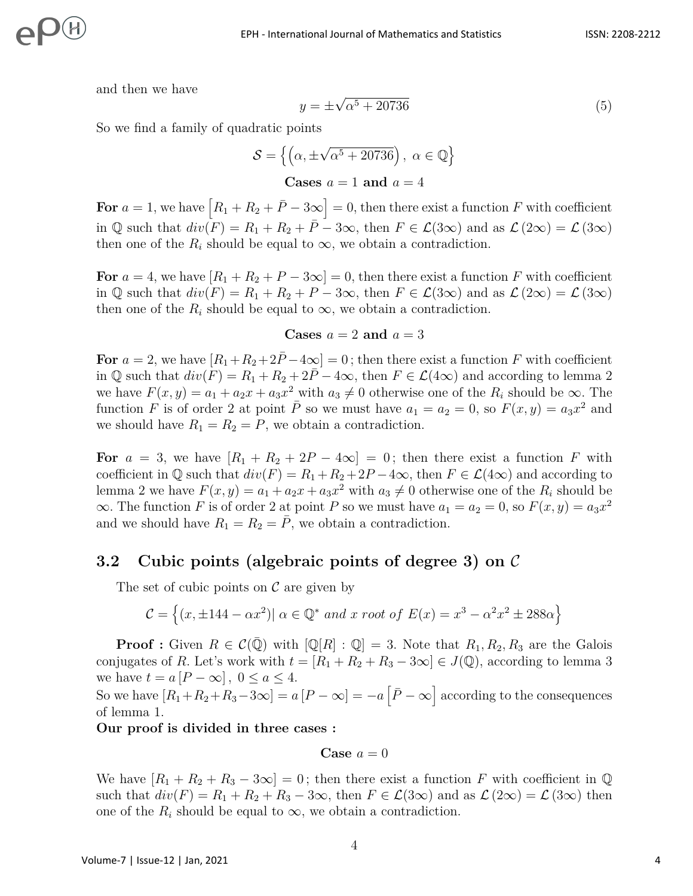and then we have

$$y = \pm\sqrt{\alpha^5 + 20736} \tag{5}$$

So we find a family of quadratic points

$$\mathcal{S} = \left\{ \left( \alpha, \pm\sqrt{\alpha^5 + 20736} \right),\ \alpha \in \mathbb{Q} \right\}$$

**Cases $a = 1$ and $a = 4$**

**For** $a = 1$, we have $\left[R_1 + R_2 + \bar{P} - 3\infty\right] = 0$, then there exist a function $F$ with coefficient in $\mathbb{Q}$ such that $div(F) = R_1 + R_2 + \bar{P} - 3\infty$, then $F \in \mathcal{L}(3\infty)$ and as $\mathcal{L}(2\infty) = \mathcal{L}(3\infty)$ then one of the $R_i$ should be equal to $\infty$, we obtain a contradiction.

**For** $a = 4$, we have $[R_1 + R_2 + P - 3\infty] = 0$, then there exist a function $F$ with coefficient in $\mathbb{Q}$ such that $div(F) = R_1 + R_2 + \bar{P} - 3\infty$, then $F \in \mathcal{L}(3\infty)$ and as $\mathcal{L}(2\infty) = \mathcal{L}(3\infty)$ then one of the $R_i$ should be equal to $\infty$, we obtain a contradiction.

**Cases $a = 2$ and $a = 3$**

**For** $a = 2$, we have $[R_1 + R_2 + 2\bar{P} - 4\infty] = 0$; then there exist a function $F$ with coefficient in $\mathbb{Q}$ such that $div(F) = R_1 + R_2 + 2\bar{P} - 4\infty$, then $F \in \mathcal{L}(4\infty)$ and according to lemma 2 we have $F(x, y) = a_1 + a_2 x + a_3 x^2$ with $a_3 \neq 0$ otherwise one of the $R_i$ should be $\infty$. The function $F$ is of order 2 at point $\bar{P}$ so we must have $a_1 = a_2 = 0$, so $F(x, y) = a_3 x^2$ and we should have $R_1 = R_2 = P$, we obtain a contradiction.

**For** $a = 3$, we have $[R_1 + R_2 + 2P - 4\infty] = 0$; then there exist a function $F$ with coefficient in $\mathbb{Q}$ such that $div(F) = R_1 + R_2 + 2P - 4\infty$, then $F \in \mathcal{L}(4\infty)$ and according to lemma 2 we have $F(x, y) = a_1 + a_2 x + a_3 x^2$ with $a_3 \neq 0$ otherwise one of the $R_i$ should be $\infty$. The function $F$ is of order 2 at point $P$ so we must have $a_1 = a_2 = 0$, so $F(x, y) = a_3 x^2$ and we should have $R_1 = R_2 = \bar{P}$, we obtain a contradiction.

## 3.2 Cubic points (algebraic points of degree 3) on $\mathcal{C}$

The set of cubic points on $\mathcal{C}$ are given by

$$\mathcal{C} = \left\{ (x, \pm 144 - \alpha x^2) |\ \alpha \in \mathbb{Q}^* \ and\ x\ root\ of\ E(x) = x^3 - \alpha^2 x^2 \pm 288\alpha \right\}$$

**Proof :** Given $R \in \mathcal{C}(\bar{\mathbb{Q}})$ with $[\mathbb{Q}[R] : \mathbb{Q}] = 3$. Note that $R_1, R_2, R_3$ are the Galois conjugates of $R$. Let's work with $t = [R_1 + R_2 + R_3 - 3\infty] \in J(\mathbb{Q})$, according to lemma 3 we have $t = a\,[P - \infty]$, $0 \leq a \leq 4$.

So we have $[R_1 + R_2 + R_3 - 3\infty] = a\,[P - \infty] = -a\left[\bar{P} - \infty\right]$ according to the consequences of lemma 1.

**Our proof is divided in three cases :**

**Case $a = 0$**

We have $[R_1 + R_2 + R_3 - 3\infty] = 0$; then there exist a function $F$ with coefficient in $\mathbb{Q}$ such that $div(F) = R_1 + R_2 + R_3 - 3\infty$, then $F \in \mathcal{L}(3\infty)$ and as $\mathcal{L}(2\infty) = \mathcal{L}(3\infty)$ then one of the $R_i$ should be equal to $\infty$, we obtain a contradiction.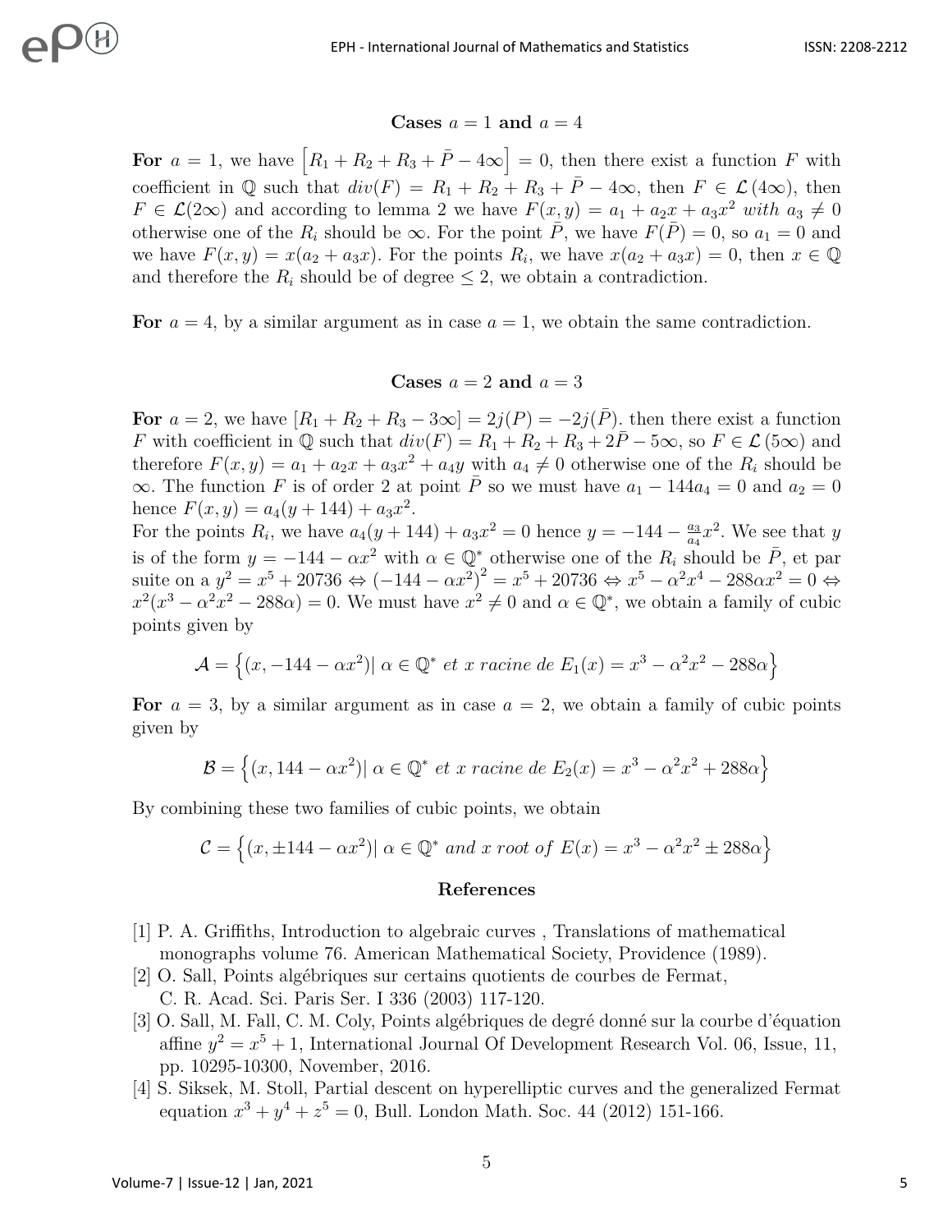### Cases $a = 1$ and $a = 4$

**For** $a = 1$, we have $\left[R_1 + R_2 + R_3 + \bar{P} - 4\infty\right] = 0$, then there exist a function $F$ with coefficient in $\mathbb{Q}$ such that $div(F) = R_1 + R_2 + R_3 + \bar{P} - 4\infty$, then $F \in \mathcal{L}(4\infty)$, then $F \in \mathcal{L}(2\infty)$ and according to lemma 2 we have $F(x, y) = a_1 + a_2 x + a_3 x^2$ *with* $a_3 \neq 0$ otherwise one of the $R_i$ should be $\infty$. For the point $\bar{P}$, we have $F(\bar{P}) = 0$, so $a_1 = 0$ and we have $F(x, y) = x(a_2 + a_3 x)$. For the points $R_i$, we have $x(a_2 + a_3 x) = 0$, then $x \in \mathbb{Q}$ and therefore the $R_i$ should be of degree $\leq 2$, we obtain a contradiction.

**For** $a = 4$, by a similar argument as in case $a = 1$, we obtain the same contradiction.

### Cases $a = 2$ and $a = 3$

**For** $a = 2$, we have $[R_1 + R_2 + R_3 - 3\infty] = 2j(P) = -2j(\bar{P})$. then there exist a function $F$ with coefficient in $\mathbb{Q}$ such that $div(F) = R_1 + R_2 + R_3 + 2\bar{P} - 5\infty$, so $F \in \mathcal{L}(5\infty)$ and therefore $F(x, y) = a_1 + a_2 x + a_3 x^2 + a_4 y$ with $a_4 \neq 0$ otherwise one of the $R_i$ should be $\infty$. The function $F$ is of order 2 at point $\bar{P}$ so we must have $a_1 - 144a_4 = 0$ and $a_2 = 0$ hence $F(x, y) = a_4(y + 144) + a_3 x^2$.

For the points $R_i$, we have $a_4(y + 144) + a_3 x^2 = 0$ hence $y = -144 - \frac{a_3}{a_4}x^2$. We see that $y$ is of the form $y = -144 - \alpha x^2$ with $\alpha \in \mathbb{Q}^*$ otherwise one of the $R_i$ should be $\bar{P}$, et par suite on a $y^2 = x^5 + 20736 \Leftrightarrow \left(-144 - \alpha x^2\right)^2 = x^5 + 20736 \Leftrightarrow x^5 - \alpha^2 x^4 - 288\alpha x^2 = 0 \Leftrightarrow x^2(x^3 - \alpha^2 x^2 - 288\alpha) = 0$. We must have $x^2 \neq 0$ and $\alpha \in \mathbb{Q}^*$, we obtain a family of cubic points given by

$$\mathcal{A} = \left\{(x, -144 - \alpha x^2) |\ \alpha \in \mathbb{Q}^* \ et\ x\ racine\ de\ E_1(x) = x^3 - \alpha^2 x^2 - 288\alpha\right\}$$

**For** $a = 3$, by a similar argument as in case $a = 2$, we obtain a family of cubic points given by

$$\mathcal{B} = \left\{(x, 144 - \alpha x^2) |\ \alpha \in \mathbb{Q}^* \ et\ x\ racine\ de\ E_2(x) = x^3 - \alpha^2 x^2 + 288\alpha\right\}$$

By combining these two families of cubic points, we obtain

$$\mathcal{C} = \left\{(x, \pm 144 - \alpha x^2) |\ \alpha \in \mathbb{Q}^* \ and\ x\ root\ of\ E(x) = x^3 - \alpha^2 x^2 \pm 288\alpha\right\}$$

## References

[1] P. A. Griffiths, Introduction to algebraic curves , Translations of mathematical monographs volume 76. American Mathematical Society, Providence (1989).

[2] O. Sall, Points algébriques sur certains quotients de courbes de Fermat, C. R. Acad. Sci. Paris Ser. I 336 (2003) 117-120.

[3] O. Sall, M. Fall, C. M. Coly, Points algébriques de degré donné sur la courbe d'équation affine $y^2 = x^5 + 1$, International Journal Of Development Research Vol. 06, Issue, 11, pp. 10295-10300, November, 2016.

[4] S. Siksek, M. Stoll, Partial descent on hyperelliptic curves and the generalized Fermat equation $x^3 + y^4 + z^5 = 0$, Bull. London Math. Soc. 44 (2012) 151-166.